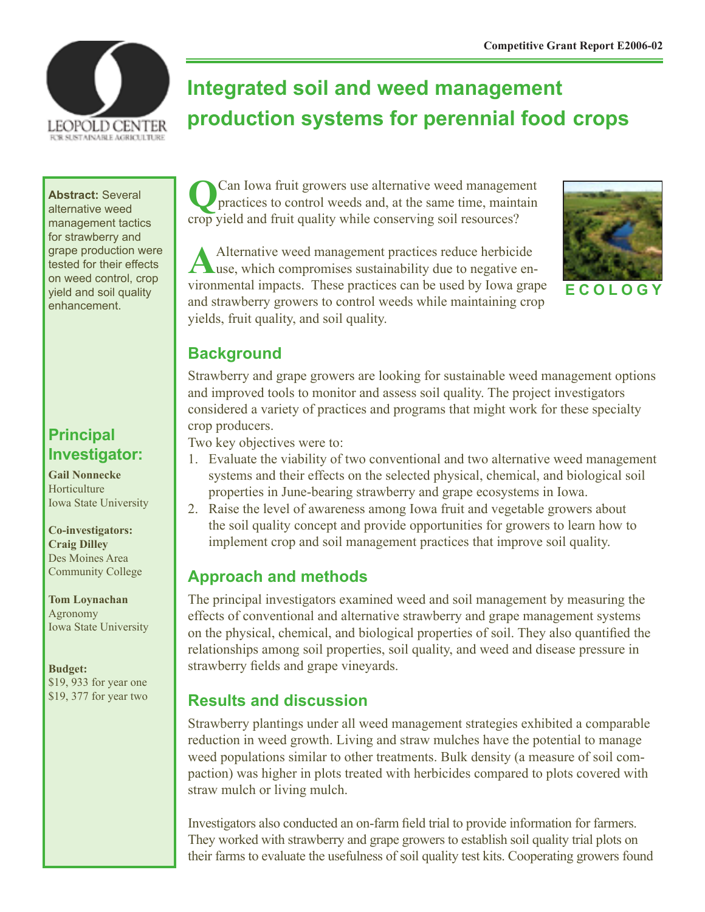Competitive Grant Report E2006-02

# Integrated soil and weed management production systems for perennial food crops

**Abstract:** Several alternative weed management tactics for strawberry and grape production were tested for their effects on weed control, crop yield and soil quality enhancement.

## Principal Investigator:

**Gail Nonnecke**
Horticulture
Iowa State University

**Co-investigators:**
**Craig Dilley**
Des Moines Area Community College

**Tom Loynachan**
Agronomy
Iowa State University

**Budget:**
$19, 933 for year one
$19, 377 for year two

**Q** Can Iowa fruit growers use alternative weed management practices to control weeds and, at the same time, maintain crop yield and fruit quality while conserving soil resources?

**A** Alternative weed management practices reduce herbicide use, which compromises sustainability due to negative environmental impacts. These practices can be used by Iowa grape and strawberry growers to control weeds while maintaining crop yields, fruit quality, and soil quality.

ECOLOGY

## Background

Strawberry and grape growers are looking for sustainable weed management options and improved tools to monitor and assess soil quality. The project investigators considered a variety of practices and programs that might work for these specialty crop producers.

Two key objectives were to:

1. Evaluate the viability of two conventional and two alternative weed management systems and their effects on the selected physical, chemical, and biological soil properties in June-bearing strawberry and grape ecosystems in Iowa.
2. Raise the level of awareness among Iowa fruit and vegetable growers about the soil quality concept and provide opportunities for growers to learn how to implement crop and soil management practices that improve soil quality.

## Approach and methods

The principal investigators examined weed and soil management by measuring the effects of conventional and alternative strawberry and grape management systems on the physical, chemical, and biological properties of soil. They also quantified the relationships among soil properties, soil quality, and weed and disease pressure in strawberry fields and grape vineyards.

## Results and discussion

Strawberry plantings under all weed management strategies exhibited a comparable reduction in weed growth. Living and straw mulches have the potential to manage weed populations similar to other treatments. Bulk density (a measure of soil compaction) was higher in plots treated with herbicides compared to plots covered with straw mulch or living mulch.

Investigators also conducted an on-farm field trial to provide information for farmers. They worked with strawberry and grape growers to establish soil quality trial plots on their farms to evaluate the usefulness of soil quality test kits. Cooperating growers found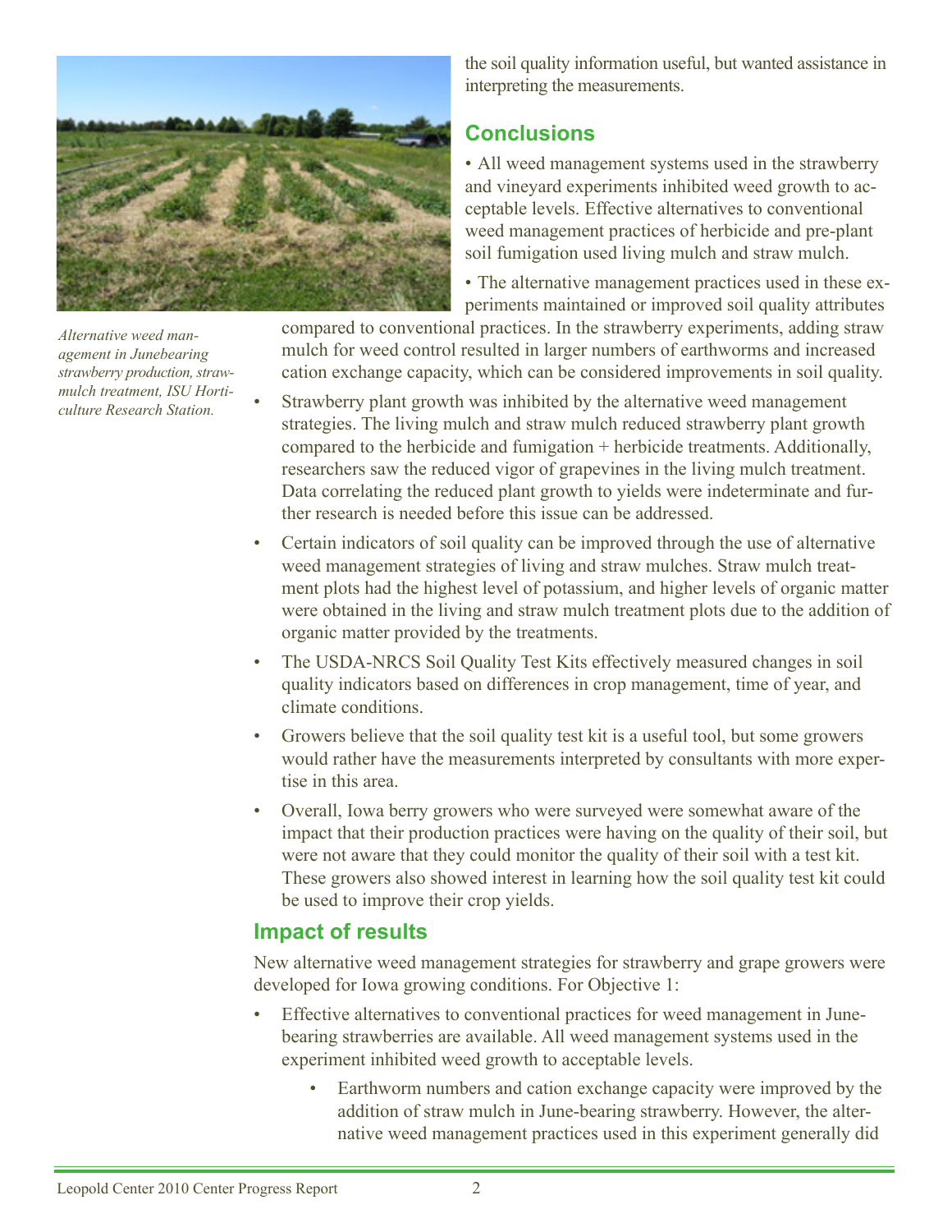*Alternative weed management in Junebearing strawberry production, straw-mulch treatment, ISU Horticulture Research Station.*

the soil quality information useful, but wanted assistance in interpreting the measurements.

## Conclusions

- All weed management systems used in the strawberry and vineyard experiments inhibited weed growth to acceptable levels. Effective alternatives to conventional weed management practices of herbicide and pre-plant soil fumigation used living mulch and straw mulch.
- The alternative management practices used in these experiments maintained or improved soil quality attributes compared to conventional practices. In the strawberry experiments, adding straw mulch for weed control resulted in larger numbers of earthworms and increased cation exchange capacity, which can be considered improvements in soil quality.
- Strawberry plant growth was inhibited by the alternative weed management strategies. The living mulch and straw mulch reduced strawberry plant growth compared to the herbicide and fumigation + herbicide treatments. Additionally, researchers saw the reduced vigor of grapevines in the living mulch treatment. Data correlating the reduced plant growth to yields were indeterminate and further research is needed before this issue can be addressed.
- Certain indicators of soil quality can be improved through the use of alternative weed management strategies of living and straw mulches. Straw mulch treatment plots had the highest level of potassium, and higher levels of organic matter were obtained in the living and straw mulch treatment plots due to the addition of organic matter provided by the treatments.
- The USDA-NRCS Soil Quality Test Kits effectively measured changes in soil quality indicators based on differences in crop management, time of year, and climate conditions.
- Growers believe that the soil quality test kit is a useful tool, but some growers would rather have the measurements interpreted by consultants with more expertise in this area.
- Overall, Iowa berry growers who were surveyed were somewhat aware of the impact that their production practices were having on the quality of their soil, but were not aware that they could monitor the quality of their soil with a test kit. These growers also showed interest in learning how the soil quality test kit could be used to improve their crop yields.

## Impact of results

New alternative weed management strategies for strawberry and grape growers were developed for Iowa growing conditions. For Objective 1:

- Effective alternatives to conventional practices for weed management in June-bearing strawberries are available. All weed management systems used in the experiment inhibited weed growth to acceptable levels.
    - Earthworm numbers and cation exchange capacity were improved by the addition of straw mulch in June-bearing strawberry. However, the alternative weed management practices used in this experiment generally did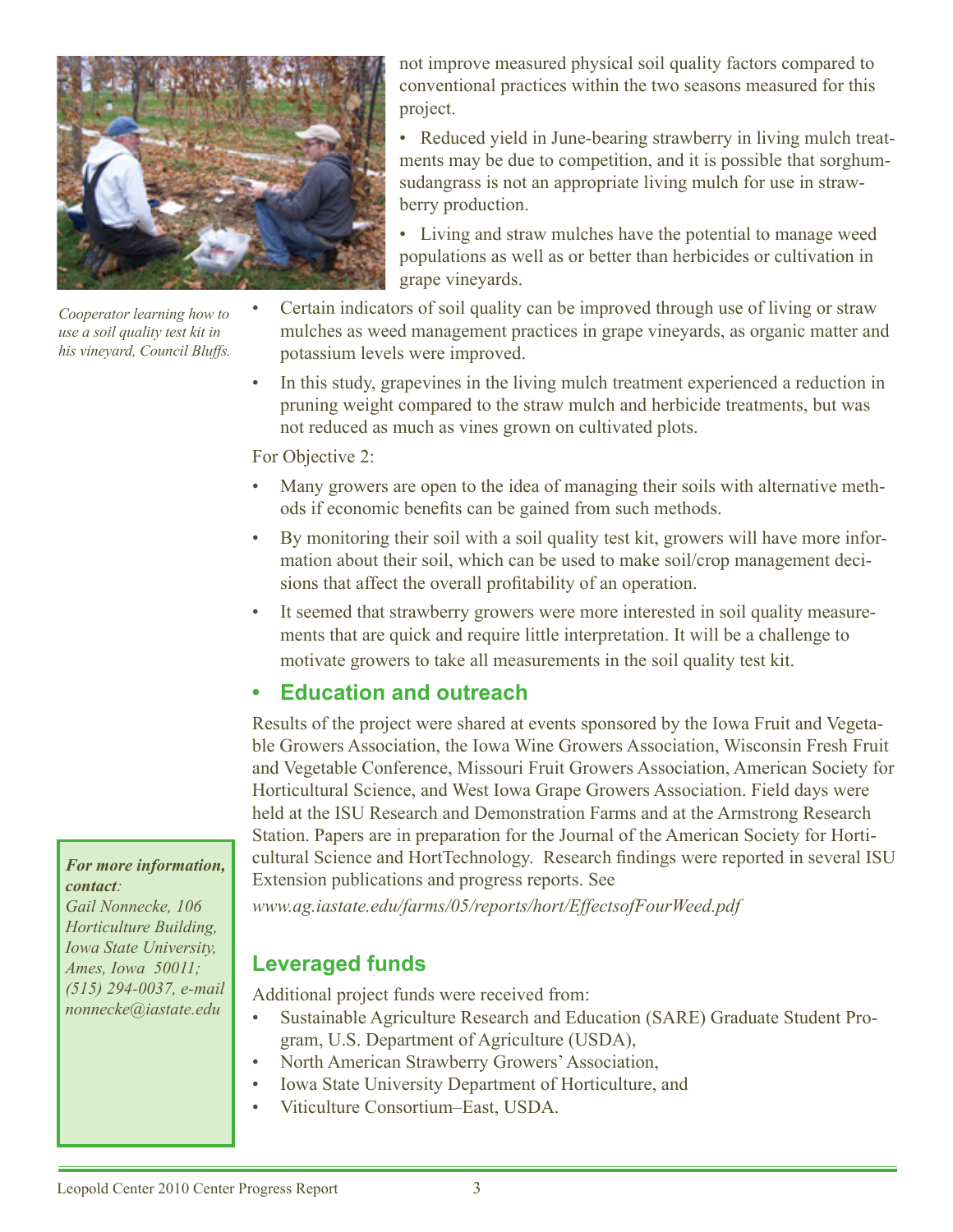not improve measured physical soil quality factors compared to conventional practices within the two seasons measured for this project.

- Reduced yield in June-bearing strawberry in living mulch treatments may be due to competition, and it is possible that sorghum-sudangrass is not an appropriate living mulch for use in strawberry production.
- Living and straw mulches have the potential to manage weed populations as well as or better than herbicides or cultivation in grape vineyards.
- Certain indicators of soil quality can be improved through use of living or straw mulches as weed management practices in grape vineyards, as organic matter and potassium levels were improved.
- In this study, grapevines in the living mulch treatment experienced a reduction in pruning weight compared to the straw mulch and herbicide treatments, but was not reduced as much as vines grown on cultivated plots.

*Cooperator learning how to use a soil quality test kit in his vineyard, Council Bluffs.*

For Objective 2:

- Many growers are open to the idea of managing their soils with alternative methods if economic benefits can be gained from such methods.
- By monitoring their soil with a soil quality test kit, growers will have more information about their soil, which can be used to make soil/crop management decisions that affect the overall profitability of an operation.
- It seemed that strawberry growers were more interested in soil quality measurements that are quick and require little interpretation. It will be a challenge to motivate growers to take all measurements in the soil quality test kit.

## • Education and outreach

Results of the project were shared at events sponsored by the Iowa Fruit and Vegetable Growers Association, the Iowa Wine Growers Association, Wisconsin Fresh Fruit and Vegetable Conference, Missouri Fruit Growers Association, American Society for Horticultural Science, and West Iowa Grape Growers Association. Field days were held at the ISU Research and Demonstration Farms and at the Armstrong Research Station. Papers are in preparation for the Journal of the American Society for Horticultural Science and HortTechnology. Research findings were reported in several ISU Extension publications and progress reports. See *www.ag.iastate.edu/farms/05/reports/hort/EffectsofFourWeed.pdf*

## Leveraged funds

Additional project funds were received from:

- Sustainable Agriculture Research and Education (SARE) Graduate Student Program, U.S. Department of Agriculture (USDA),
- North American Strawberry Growers' Association,
- Iowa State University Department of Horticulture, and
- Viticulture Consortium–East, USDA.

***For more information, contact:***
*Gail Nonnecke, 106 Horticulture Building, Iowa State University, Ames, Iowa 50011; (515) 294-0037, e-mail nonnecke@iastate.edu*